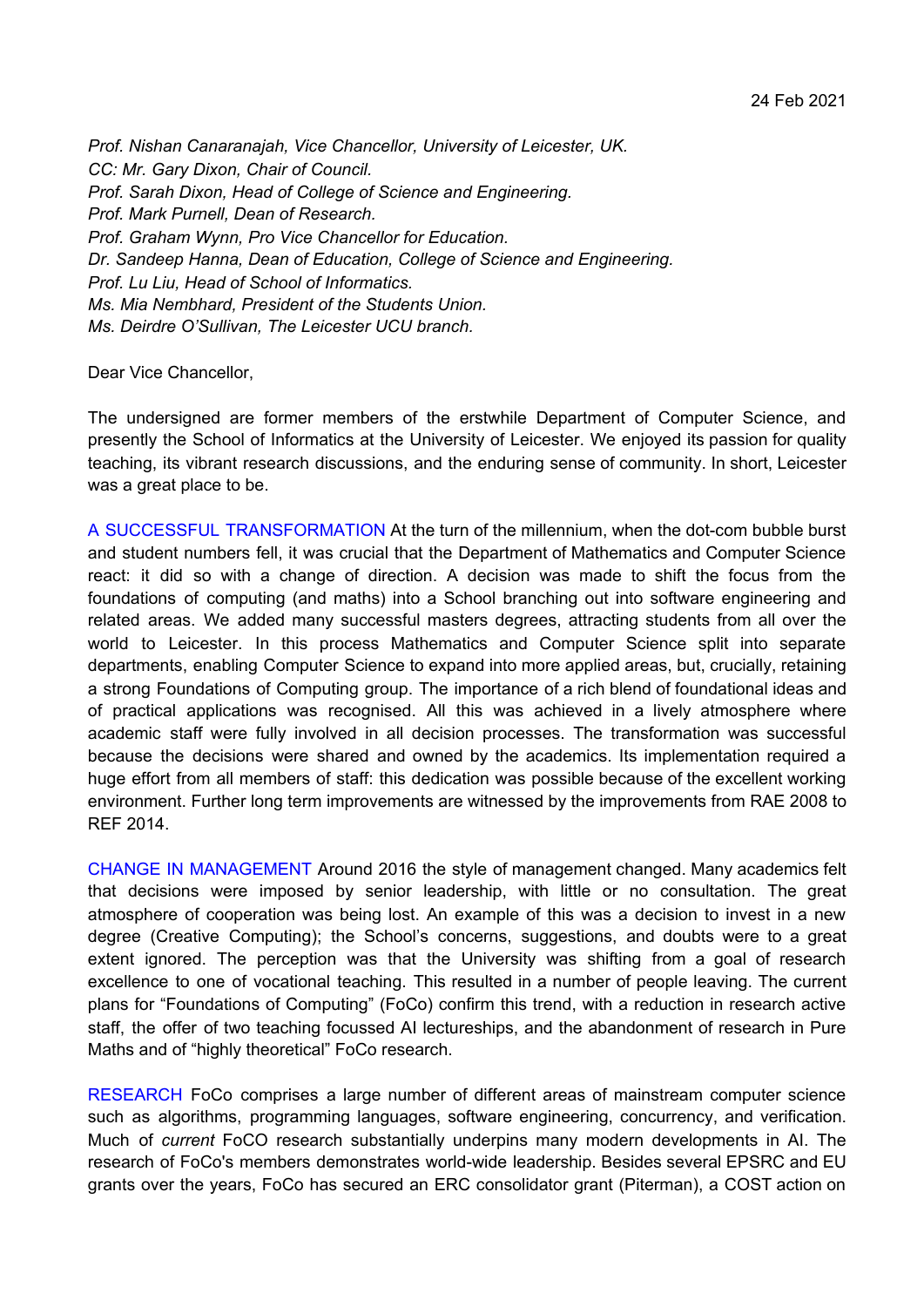24 Feb 2021

*Prof. Nishan Canaranajah, Vice Chancellor, University of Leicester, UK.*
*CC: Mr. Gary Dixon, Chair of Council.*
*Prof. Sarah Dixon, Head of College of Science and Engineering.*
*Prof. Mark Purnell, Dean of Research.*
*Prof. Graham Wynn, Pro Vice Chancellor for Education.*
*Dr. Sandeep Hanna, Dean of Education, College of Science and Engineering.*
*Prof. Lu Liu, Head of School of Informatics.*
*Ms. Mia Nembhard, President of the Students Union.*
*Ms. Deirdre O'Sullivan, The Leicester UCU branch.*

Dear Vice Chancellor,

The undersigned are former members of the erstwhile Department of Computer Science, and presently the School of Informatics at the University of Leicester. We enjoyed its passion for quality teaching, its vibrant research discussions, and the enduring sense of community. In short, Leicester was a great place to be.

A SUCCESSFUL TRANSFORMATION At the turn of the millennium, when the dot-com bubble burst and student numbers fell, it was crucial that the Department of Mathematics and Computer Science react: it did so with a change of direction. A decision was made to shift the focus from the foundations of computing (and maths) into a School branching out into software engineering and related areas. We added many successful masters degrees, attracting students from all over the world to Leicester. In this process Mathematics and Computer Science split into separate departments, enabling Computer Science to expand into more applied areas, but, crucially, retaining a strong Foundations of Computing group. The importance of a rich blend of foundational ideas and of practical applications was recognised. All this was achieved in a lively atmosphere where academic staff were fully involved in all decision processes. The transformation was successful because the decisions were shared and owned by the academics. Its implementation required a huge effort from all members of staff: this dedication was possible because of the excellent working environment. Further long term improvements are witnessed by the improvements from RAE 2008 to REF 2014.

CHANGE IN MANAGEMENT Around 2016 the style of management changed. Many academics felt that decisions were imposed by senior leadership, with little or no consultation. The great atmosphere of cooperation was being lost. An example of this was a decision to invest in a new degree (Creative Computing); the School's concerns, suggestions, and doubts were to a great extent ignored. The perception was that the University was shifting from a goal of research excellence to one of vocational teaching. This resulted in a number of people leaving. The current plans for "Foundations of Computing" (FoCo) confirm this trend, with a reduction in research active staff, the offer of two teaching focussed AI lectureships, and the abandonment of research in Pure Maths and of "highly theoretical" FoCo research.

RESEARCH FoCo comprises a large number of different areas of mainstream computer science such as algorithms, programming languages, software engineering, concurrency, and verification. Much of *current* FoCO research substantially underpins many modern developments in AI. The research of FoCo's members demonstrates world-wide leadership. Besides several EPSRC and EU grants over the years, FoCo has secured an ERC consolidator grant (Piterman), a COST action on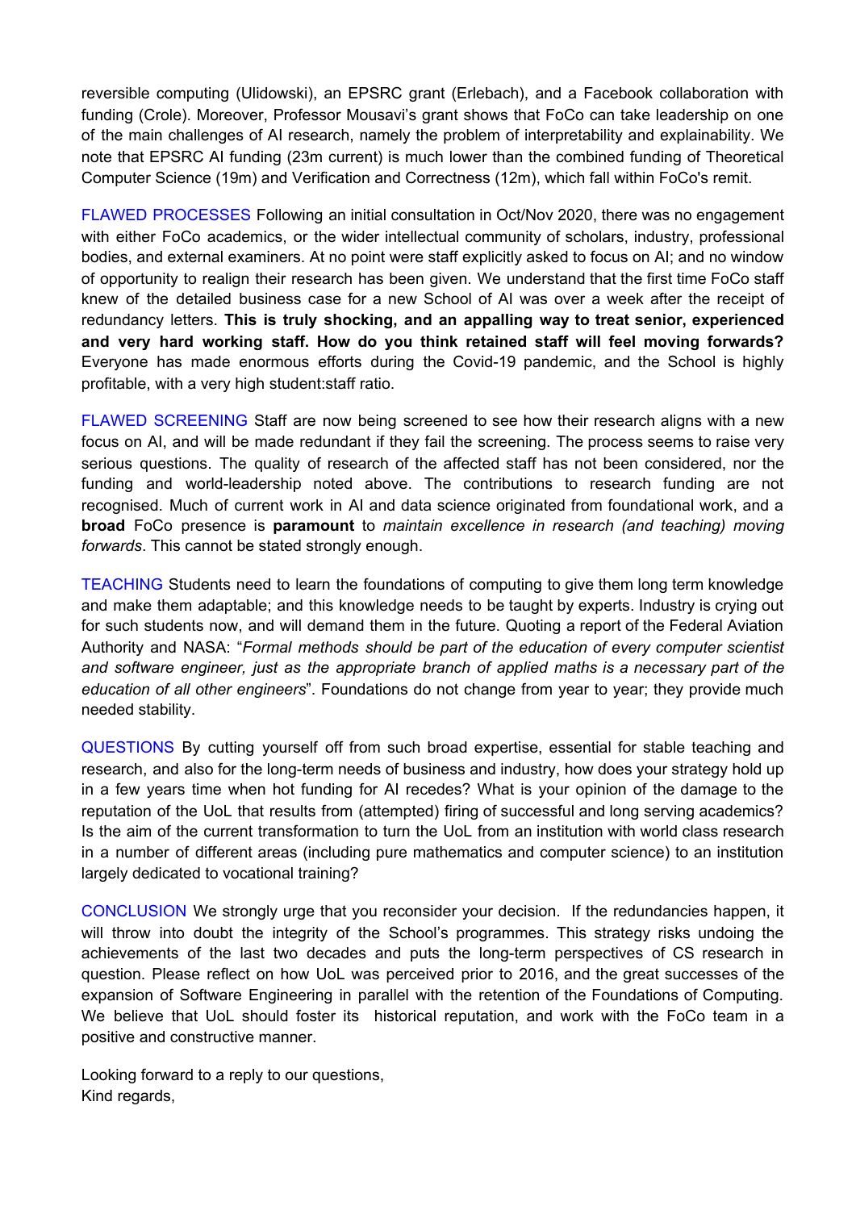reversible computing (Ulidowski), an EPSRC grant (Erlebach), and a Facebook collaboration with funding (Crole). Moreover, Professor Mousavi's grant shows that FoCo can take leadership on one of the main challenges of AI research, namely the problem of interpretability and explainability. We note that EPSRC AI funding (23m current) is much lower than the combined funding of Theoretical Computer Science (19m) and Verification and Correctness (12m), which fall within FoCo's remit.

FLAWED PROCESSES Following an initial consultation in Oct/Nov 2020, there was no engagement with either FoCo academics, or the wider intellectual community of scholars, industry, professional bodies, and external examiners. At no point were staff explicitly asked to focus on AI; and no window of opportunity to realign their research has been given. We understand that the first time FoCo staff knew of the detailed business case for a new School of AI was over a week after the receipt of redundancy letters. **This is truly shocking, and an appalling way to treat senior, experienced and very hard working staff. How do you think retained staff will feel moving forwards?** Everyone has made enormous efforts during the Covid-19 pandemic, and the School is highly profitable, with a very high student:staff ratio.

FLAWED SCREENING Staff are now being screened to see how their research aligns with a new focus on AI, and will be made redundant if they fail the screening. The process seems to raise very serious questions. The quality of research of the affected staff has not been considered, nor the funding and world-leadership noted above. The contributions to research funding are not recognised. Much of current work in AI and data science originated from foundational work, and a **broad** FoCo presence is **paramount** to *maintain excellence in research (and teaching) moving forwards*. This cannot be stated strongly enough.

TEACHING Students need to learn the foundations of computing to give them long term knowledge and make them adaptable; and this knowledge needs to be taught by experts. Industry is crying out for such students now, and will demand them in the future. Quoting a report of the Federal Aviation Authority and NASA: "*Formal methods should be part of the education of every computer scientist and software engineer, just as the appropriate branch of applied maths is a necessary part of the education of all other engineers*". Foundations do not change from year to year; they provide much needed stability.

QUESTIONS By cutting yourself off from such broad expertise, essential for stable teaching and research, and also for the long-term needs of business and industry, how does your strategy hold up in a few years time when hot funding for AI recedes? What is your opinion of the damage to the reputation of the UoL that results from (attempted) firing of successful and long serving academics? Is the aim of the current transformation to turn the UoL from an institution with world class research in a number of different areas (including pure mathematics and computer science) to an institution largely dedicated to vocational training?

CONCLUSION We strongly urge that you reconsider your decision. If the redundancies happen, it will throw into doubt the integrity of the School's programmes. This strategy risks undoing the achievements of the last two decades and puts the long-term perspectives of CS research in question. Please reflect on how UoL was perceived prior to 2016, and the great successes of the expansion of Software Engineering in parallel with the retention of the Foundations of Computing. We believe that UoL should foster its historical reputation, and work with the FoCo team in a positive and constructive manner.

Looking forward to a reply to our questions,
Kind regards,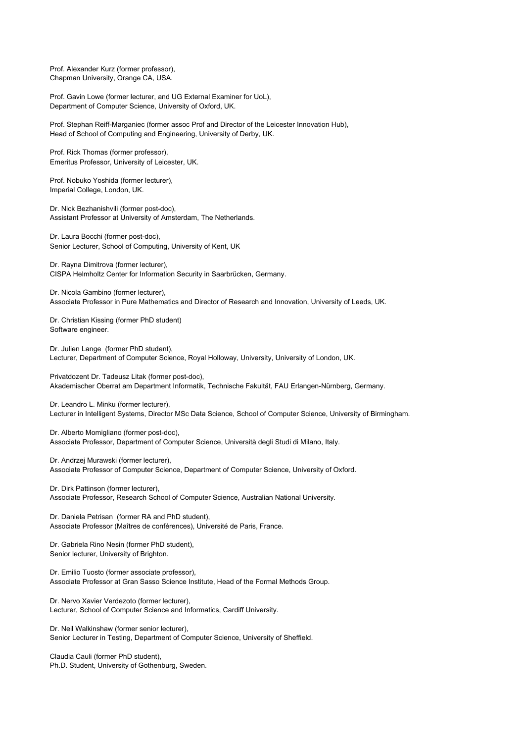Prof. Alexander Kurz (former professor),
Chapman University, Orange CA, USA.

Prof. Gavin Lowe (former lecturer, and UG External Examiner for UoL),
Department of Computer Science, University of Oxford, UK.

Prof. Stephan Reiff-Marganiec (former assoc Prof and Director of the Leicester Innovation Hub),
Head of School of Computing and Engineering, University of Derby, UK.

Prof. Rick Thomas (former professor),
Emeritus Professor, University of Leicester, UK.

Prof. Nobuko Yoshida (former lecturer),
Imperial College, London, UK.

Dr. Nick Bezhanishvili (former post-doc),
Assistant Professor at University of Amsterdam, The Netherlands.

Dr. Laura Bocchi (former post-doc),
Senior Lecturer, School of Computing, University of Kent, UK

Dr. Rayna Dimitrova (former lecturer),
CISPA Helmholtz Center for Information Security in Saarbrücken, Germany.

Dr. Nicola Gambino (former lecturer),
Associate Professor in Pure Mathematics and Director of Research and Innovation, University of Leeds, UK.

Dr. Christian Kissing (former PhD student)
Software engineer.

Dr. Julien Lange (former PhD student),
Lecturer, Department of Computer Science, Royal Holloway, University, University of London, UK.

Privatdozent Dr. Tadeusz Litak (former post-doc),
Akademischer Oberrat am Department Informatik, Technische Fakultät, FAU Erlangen-Nürnberg, Germany.

Dr. Leandro L. Minku (former lecturer),
Lecturer in Intelligent Systems, Director MSc Data Science, School of Computer Science, University of Birmingham.

Dr. Alberto Momigliano (former post-doc),
Associate Professor, Department of Computer Science, Università degli Studi di Milano, Italy.

Dr. Andrzej Murawski (former lecturer),
Associate Professor of Computer Science, Department of Computer Science, University of Oxford.

Dr. Dirk Pattinson (former lecturer),
Associate Professor, Research School of Computer Science, Australian National University.

Dr. Daniela Petrisan (former RA and PhD student),
Associate Professor (Maîtres de conférences), Université de Paris, France.

Dr. Gabriela Rino Nesin (former PhD student),
Senior lecturer, University of Brighton.

Dr. Emilio Tuosto (former associate professor),
Associate Professor at Gran Sasso Science Institute, Head of the Formal Methods Group.

Dr. Nervo Xavier Verdezoto (former lecturer),
Lecturer, School of Computer Science and Informatics, Cardiff University.

Dr. Neil Walkinshaw (former senior lecturer),
Senior Lecturer in Testing, Department of Computer Science, University of Sheffield.

Claudia Cauli (former PhD student),
Ph.D. Student, University of Gothenburg, Sweden.